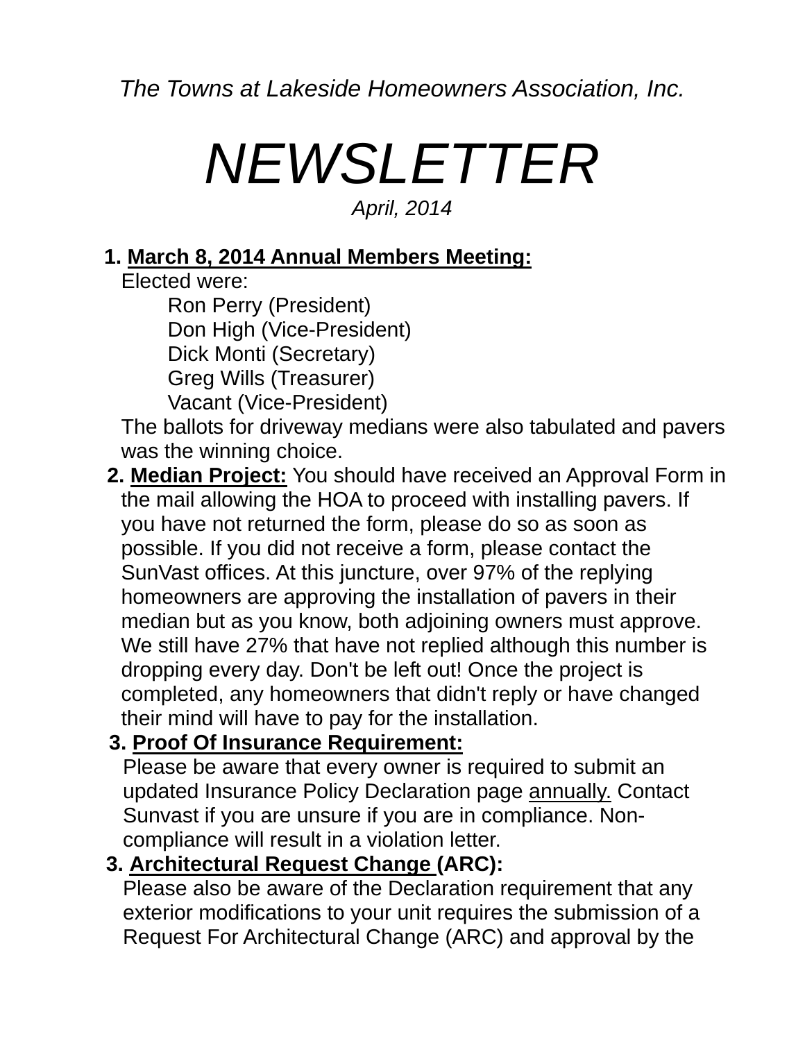*The Towns at Lakeside Homeowners Association, Inc.*

# *NEWSLETTER*

*April, 2014*

1. **March 8, 2014 Annual Members Meeting:**
   Elected were:
   - Ron Perry (President)
   - Don High (Vice-President)
   - Dick Monti (Secretary)
   - Greg Wills (Treasurer)
   - Vacant (Vice-President)

   The ballots for driveway medians were also tabulated and pavers was the winning choice.
2. **Median Project:** You should have received an Approval Form in the mail allowing the HOA to proceed with installing pavers. If you have not returned the form, please do so as soon as possible. If you did not receive a form, please contact the SunVast offices. At this juncture, over 97% of the replying homeowners are approving the installation of pavers in their median but as you know, both adjoining owners must approve. We still have 27% that have not replied although this number is dropping every day. Don't be left out! Once the project is completed, any homeowners that didn't reply or have changed their mind will have to pay for the installation.
3. **Proof Of Insurance Requirement:**
   Please be aware that every owner is required to submit an updated Insurance Policy Declaration page annually. Contact Sunvast if you are unsure if you are in compliance. Non-compliance will result in a violation letter.
3. **Architectural Request Change (ARC):**
   Please also be aware of the Declaration requirement that any exterior modifications to your unit requires the submission of a Request For Architectural Change (ARC) and approval by the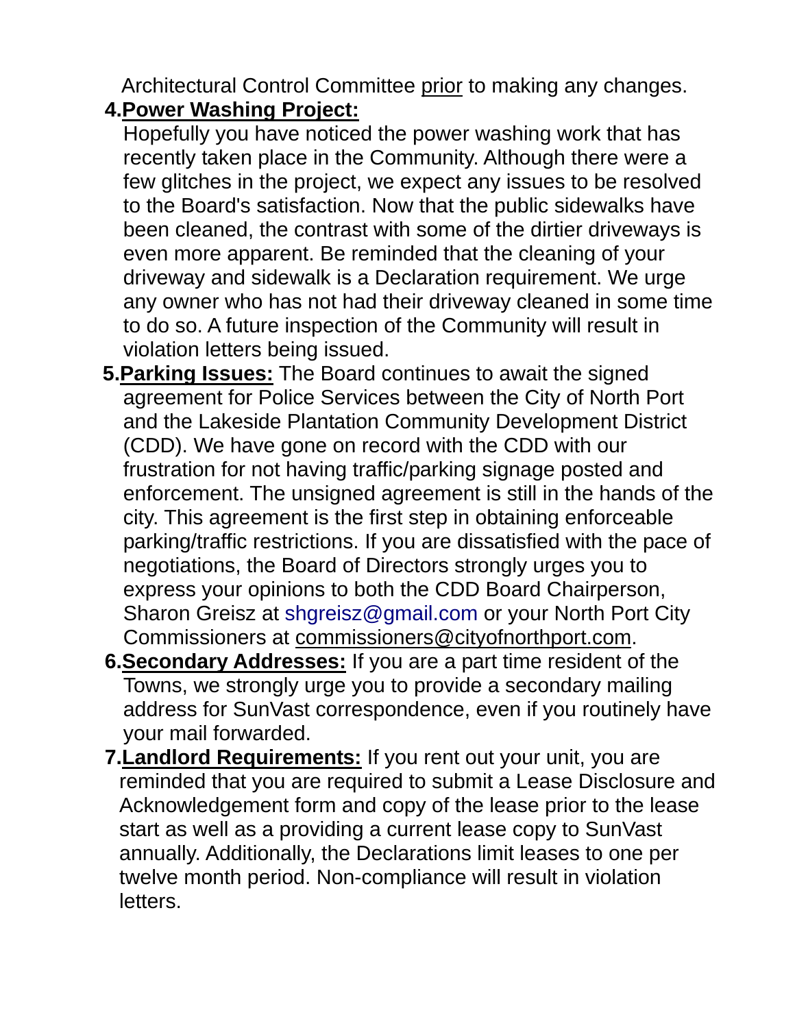Architectural Control Committee prior to making any changes.

4. **Power Washing Project:**
   Hopefully you have noticed the power washing work that has recently taken place in the Community. Although there were a few glitches in the project, we expect any issues to be resolved to the Board's satisfaction. Now that the public sidewalks have been cleaned, the contrast with some of the dirtier driveways is even more apparent. Be reminded that the cleaning of your driveway and sidewalk is a Declaration requirement. We urge any owner who has not had their driveway cleaned in some time to do so. A future inspection of the Community will result in violation letters being issued.

5. **Parking Issues:** The Board continues to await the signed agreement for Police Services between the City of North Port and the Lakeside Plantation Community Development District (CDD). We have gone on record with the CDD with our frustration for not having traffic/parking signage posted and enforcement. The unsigned agreement is still in the hands of the city. This agreement is the first step in obtaining enforceable parking/traffic restrictions. If you are dissatisfied with the pace of negotiations, the Board of Directors strongly urges you to express your opinions to both the CDD Board Chairperson, Sharon Greisz at shgreisz@gmail.com or your North Port City Commissioners at commissioners@cityofnorthport.com.

6. **Secondary Addresses:** If you are a part time resident of the Towns, we strongly urge you to provide a secondary mailing address for SunVast correspondence, even if you routinely have your mail forwarded.

7. **Landlord Requirements:** If you rent out your unit, you are reminded that you are required to submit a Lease Disclosure and Acknowledgement form and copy of the lease prior to the lease start as well as a providing a current lease copy to SunVast annually. Additionally, the Declarations limit leases to one per twelve month period. Non-compliance will result in violation letters.